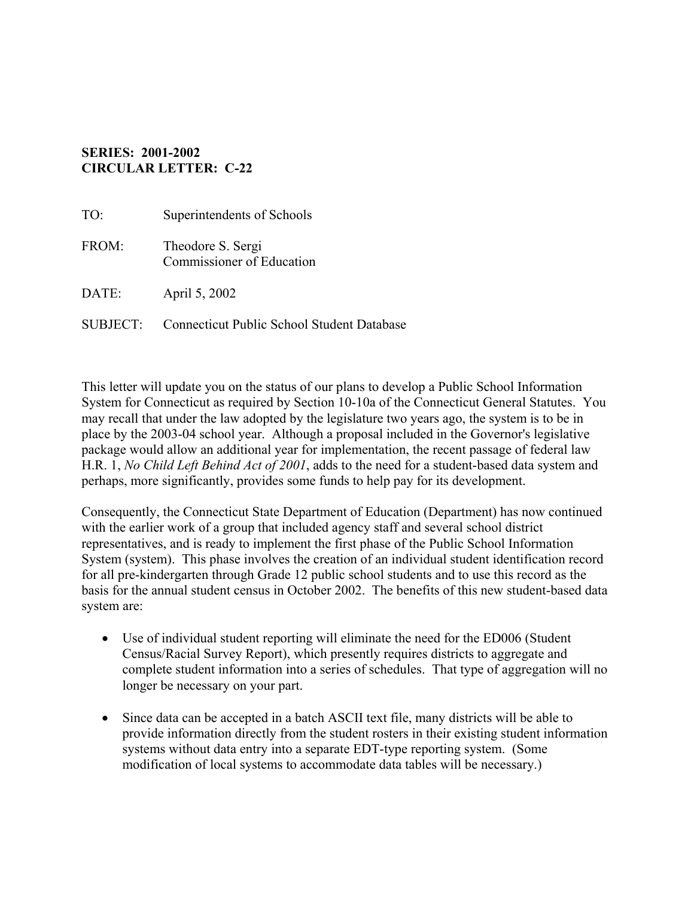**SERIES: 2001-2002**
**CIRCULAR LETTER: C-22**

TO: Superintendents of Schools

FROM: Theodore S. Sergi
Commissioner of Education

DATE: April 5, 2002

SUBJECT: Connecticut Public School Student Database

This letter will update you on the status of our plans to develop a Public School Information System for Connecticut as required by Section 10-10a of the Connecticut General Statutes. You may recall that under the law adopted by the legislature two years ago, the system is to be in place by the 2003-04 school year. Although a proposal included in the Governor's legislative package would allow an additional year for implementation, the recent passage of federal law H.R. 1, *No Child Left Behind Act of 2001*, adds to the need for a student-based data system and perhaps, more significantly, provides some funds to help pay for its development.

Consequently, the Connecticut State Department of Education (Department) has now continued with the earlier work of a group that included agency staff and several school district representatives, and is ready to implement the first phase of the Public School Information System (system). This phase involves the creation of an individual student identification record for all pre-kindergarten through Grade 12 public school students and to use this record as the basis for the annual student census in October 2002. The benefits of this new student-based data system are:

- Use of individual student reporting will eliminate the need for the ED006 (Student Census/Racial Survey Report), which presently requires districts to aggregate and complete student information into a series of schedules. That type of aggregation will no longer be necessary on your part.

- Since data can be accepted in a batch ASCII text file, many districts will be able to provide information directly from the student rosters in their existing student information systems without data entry into a separate EDT-type reporting system. (Some modification of local systems to accommodate data tables will be necessary.)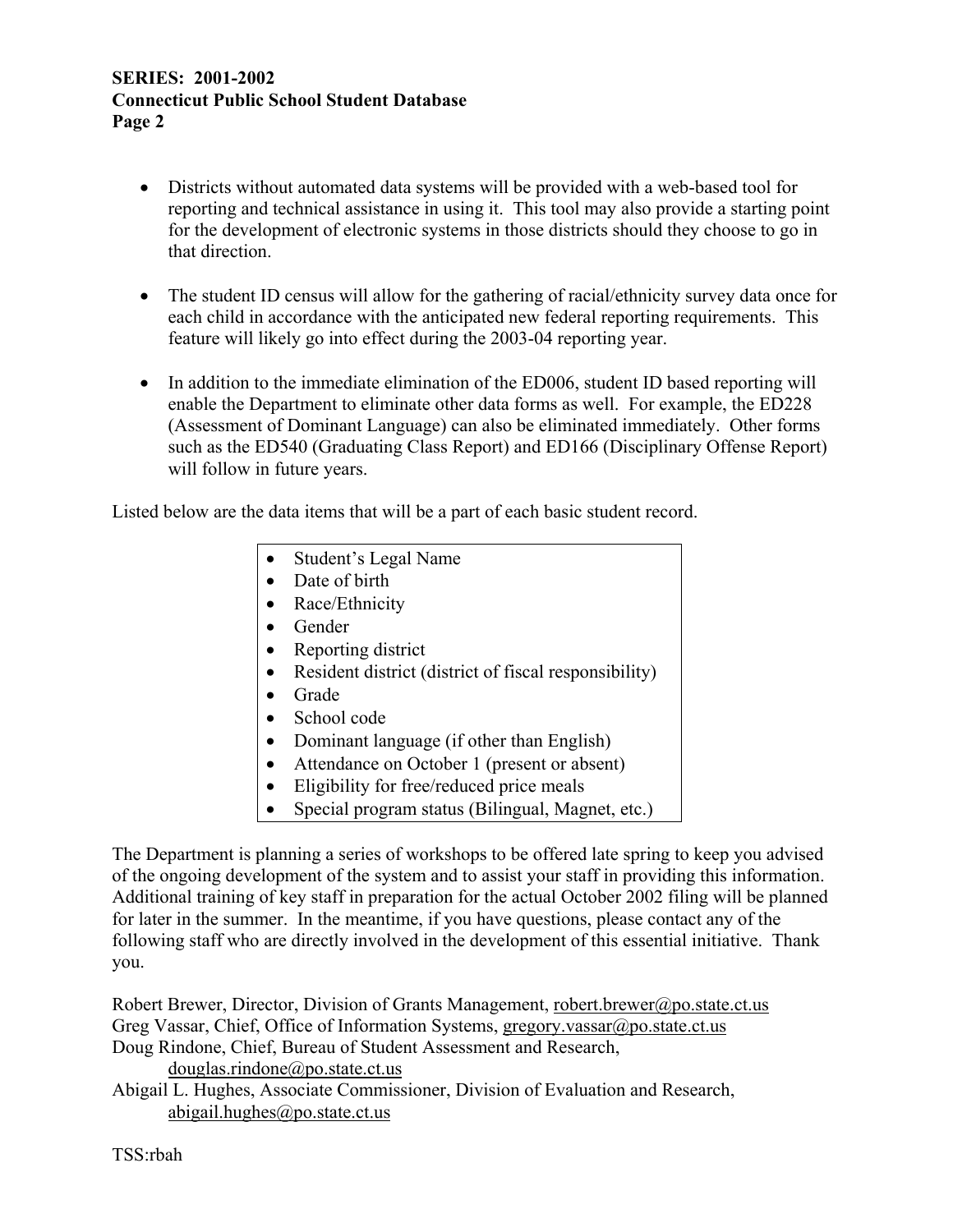- Districts without automated data systems will be provided with a web-based tool for reporting and technical assistance in using it. This tool may also provide a starting point for the development of electronic systems in those districts should they choose to go in that direction.

- The student ID census will allow for the gathering of racial/ethnicity survey data once for each child in accordance with the anticipated new federal reporting requirements. This feature will likely go into effect during the 2003-04 reporting year.

- In addition to the immediate elimination of the ED006, student ID based reporting will enable the Department to eliminate other data forms as well. For example, the ED228 (Assessment of Dominant Language) can also be eliminated immediately. Other forms such as the ED540 (Graduating Class Report) and ED166 (Disciplinary Offense Report) will follow in future years.

Listed below are the data items that will be a part of each basic student record.

- Student's Legal Name
- Date of birth
- Race/Ethnicity
- Gender
- Reporting district
- Resident district (district of fiscal responsibility)
- Grade
- School code
- Dominant language (if other than English)
- Attendance on October 1 (present or absent)
- Eligibility for free/reduced price meals
- Special program status (Bilingual, Magnet, etc.)

The Department is planning a series of workshops to be offered late spring to keep you advised of the ongoing development of the system and to assist your staff in providing this information. Additional training of key staff in preparation for the actual October 2002 filing will be planned for later in the summer. In the meantime, if you have questions, please contact any of the following staff who are directly involved in the development of this essential initiative. Thank you.

Robert Brewer, Director, Division of Grants Management, robert.brewer@po.state.ct.us
Greg Vassar, Chief, Office of Information Systems, gregory.vassar@po.state.ct.us
Doug Rindone, Chief, Bureau of Student Assessment and Research, douglas.rindone@po.state.ct.us
Abigail L. Hughes, Associate Commissioner, Division of Evaluation and Research, abigail.hughes@po.state.ct.us

TSS:rbah